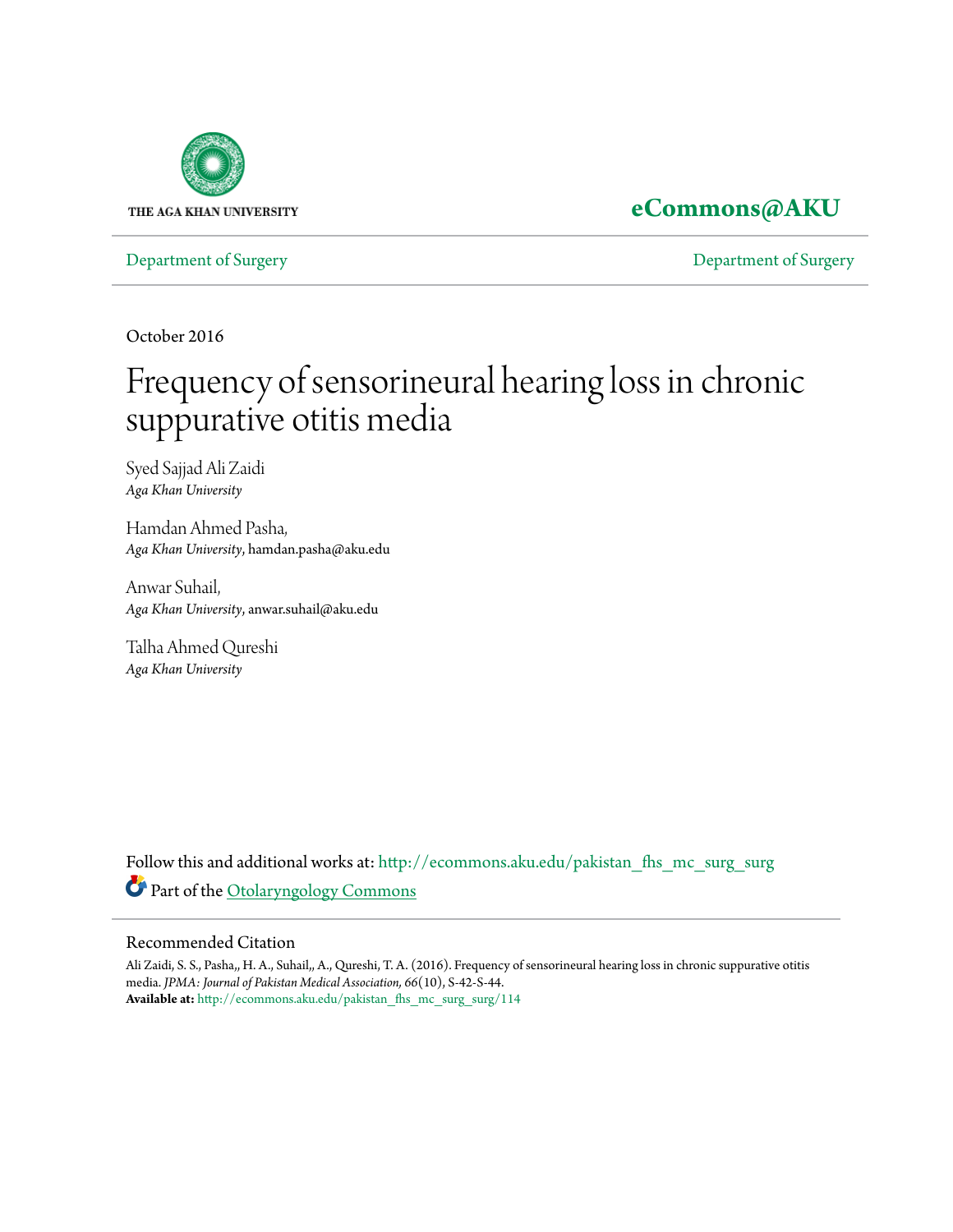THE AGA KHAN UNIVERSITY

**eCommons@AKU**

Department of Surgery | Department of Surgery

October 2016

# Frequency of sensorineural hearing loss in chronic suppurative otitis media

Syed Sajjad Ali Zaidi
*Aga Khan University*

Hamdan Ahmed Pasha,
*Aga Khan University*, hamdan.pasha@aku.edu

Anwar Suhail,
*Aga Khan University*, anwar.suhail@aku.edu

Talha Ahmed Qureshi
*Aga Khan University*

Follow this and additional works at: http://ecommons.aku.edu/pakistan_fhs_mc_surg_surg

Part of the Otolaryngology Commons

## Recommended Citation

Ali Zaidi, S. S., Pasha,, H. A., Suhail,, A., Qureshi, T. A. (2016). Frequency of sensorineural hearing loss in chronic suppurative otitis media. *JPMA: Journal of Pakistan Medical Association, 66*(10), S-42-S-44.
**Available at:** http://ecommons.aku.edu/pakistan_fhs_mc_surg_surg/114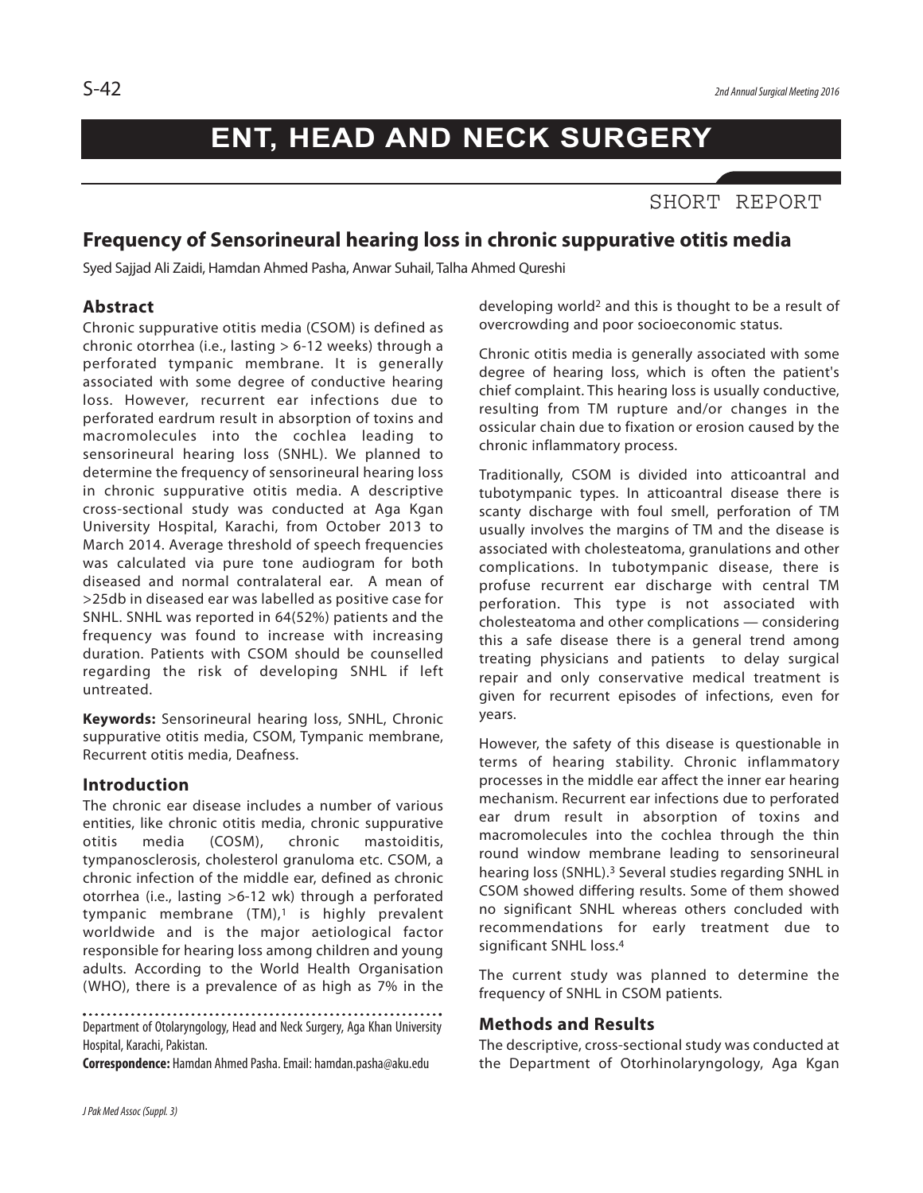# ENT, HEAD AND NECK SURGERY

SHORT REPORT

## Frequency of Sensorineural hearing loss in chronic suppurative otitis media

Syed Sajjad Ali Zaidi, Hamdan Ahmed Pasha, Anwar Suhail, Talha Ahmed Qureshi

### Abstract

Chronic suppurative otitis media (CSOM) is defined as chronic otorrhea (i.e., lasting > 6-12 weeks) through a perforated tympanic membrane. It is generally associated with some degree of conductive hearing loss. However, recurrent ear infections due to perforated eardrum result in absorption of toxins and macromolecules into the cochlea leading to sensorineural hearing loss (SNHL). We planned to determine the frequency of sensorineural hearing loss in chronic suppurative otitis media. A descriptive cross-sectional study was conducted at Aga Kgan University Hospital, Karachi, from October 2013 to March 2014. Average threshold of speech frequencies was calculated via pure tone audiogram for both diseased and normal contralateral ear. A mean of >25db in diseased ear was labelled as positive case for SNHL. SNHL was reported in 64(52%) patients and the frequency was found to increase with increasing duration. Patients with CSOM should be counselled regarding the risk of developing SNHL if left untreated.

**Keywords:** Sensorineural hearing loss, SNHL, Chronic suppurative otitis media, CSOM, Tympanic membrane, Recurrent otitis media, Deafness.

### Introduction

The chronic ear disease includes a number of various entities, like chronic otitis media, chronic suppurative otitis media (COSM), chronic mastoiditis, tympanosclerosis, cholesterol granuloma etc. CSOM, a chronic infection of the middle ear, defined as chronic otorrhea (i.e., lasting >6-12 wk) through a perforated tympanic membrane (TM),[1] is highly prevalent worldwide and is the major aetiological factor responsible for hearing loss among children and young adults. According to the World Health Organisation (WHO), there is a prevalence of as high as 7% in the developing world[2] and this is thought to be a result of overcrowding and poor socioeconomic status.

Chronic otitis media is generally associated with some degree of hearing loss, which is often the patient's chief complaint. This hearing loss is usually conductive, resulting from TM rupture and/or changes in the ossicular chain due to fixation or erosion caused by the chronic inflammatory process.

Traditionally, CSOM is divided into atticoantral and tubotympanic types. In atticoantral disease there is scanty discharge with foul smell, perforation of TM usually involves the margins of TM and the disease is associated with cholesteatoma, granulations and other complications. In tubotympanic disease, there is profuse recurrent ear discharge with central TM perforation. This type is not associated with cholesteatoma and other complications — considering this a safe disease there is a general trend among treating physicians and patients to delay surgical repair and only conservative medical treatment is given for recurrent episodes of infections, even for years.

However, the safety of this disease is questionable in terms of hearing stability. Chronic inflammatory processes in the middle ear affect the inner ear hearing mechanism. Recurrent ear infections due to perforated ear drum result in absorption of toxins and macromolecules into the cochlea through the thin round window membrane leading to sensorineural hearing loss (SNHL).[3] Several studies regarding SNHL in CSOM showed differing results. Some of them showed no significant SNHL whereas others concluded with recommendations for early treatment due to significant SNHL loss.[4]

The current study was planned to determine the frequency of SNHL in CSOM patients.

### Methods and Results

The descriptive, cross-sectional study was conducted at the Department of Otorhinolaryngology, Aga Kgan

Department of Otolaryngology, Head and Neck Surgery, Aga Khan University Hospital, Karachi, Pakistan.

**Correspondence:** Hamdan Ahmed Pasha. Email: hamdan.pasha@aku.edu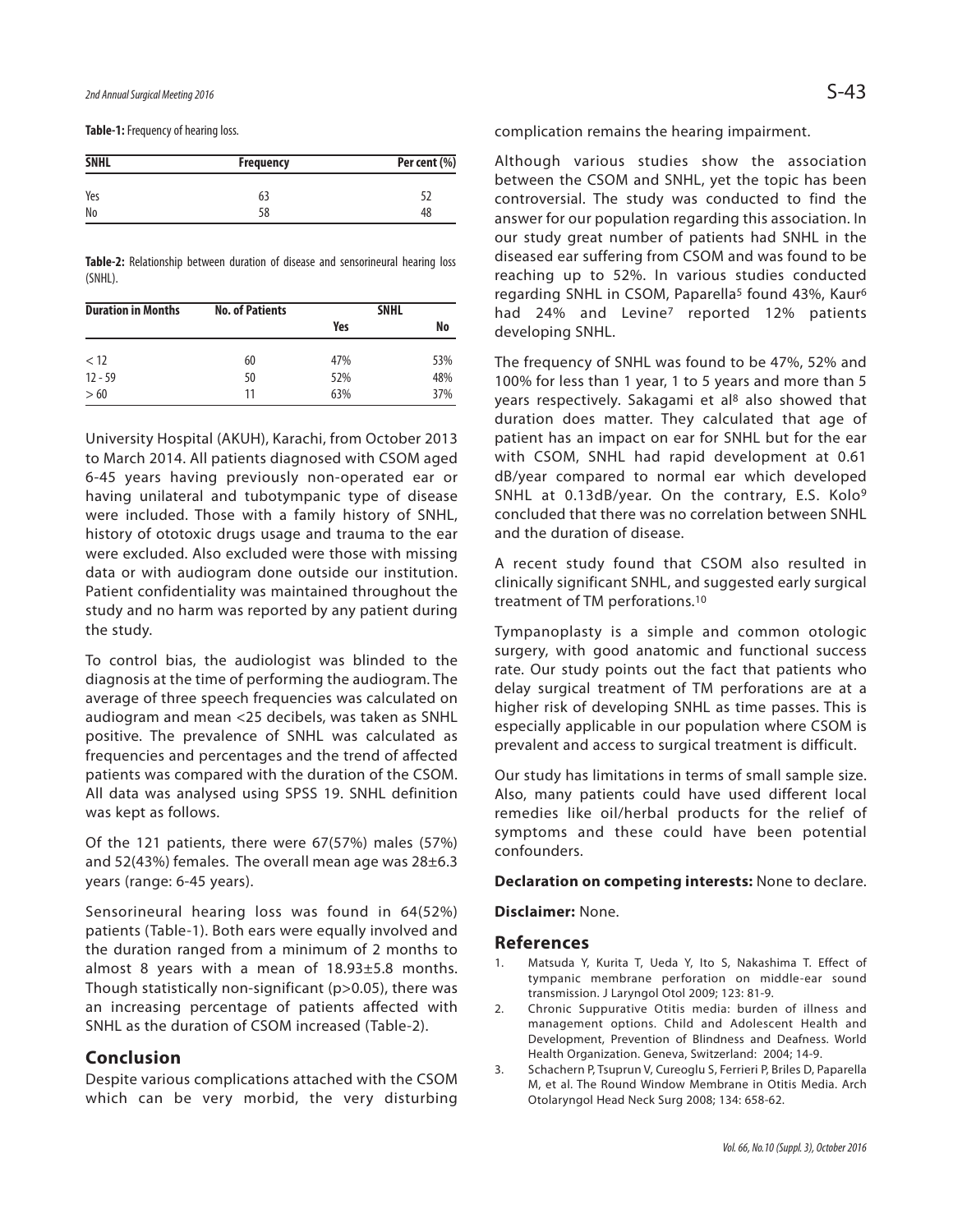**Table-1:** Frequency of hearing loss.

| SNHL | Frequency | Per cent (%) |
|---|---|---|
| Yes | 63 | 52 |
| No | 58 | 48 |

**Table-2:** Relationship between duration of disease and sensorineural hearing loss (SNHL).

| Duration in Months | No. of Patients | SNHL | |
|---|---|---|---|
| | | Yes | No |
| < 12 | 60 | 47% | 53% |
| 12 - 59 | 50 | 52% | 48% |
| > 60 | 11 | 63% | 37% |

University Hospital (AKUH), Karachi, from October 2013 to March 2014. All patients diagnosed with CSOM aged 6-45 years having previously non-operated ear or having unilateral and tubotympanic type of disease were included. Those with a family history of SNHL, history of ototoxic drugs usage and trauma to the ear were excluded. Also excluded were those with missing data or with audiogram done outside our institution. Patient confidentiality was maintained throughout the study and no harm was reported by any patient during the study.

To control bias, the audiologist was blinded to the diagnosis at the time of performing the audiogram. The average of three speech frequencies was calculated on audiogram and mean <25 decibels, was taken as SNHL positive. The prevalence of SNHL was calculated as frequencies and percentages and the trend of affected patients was compared with the duration of the CSOM. All data was analysed using SPSS 19. SNHL definition was kept as follows.

Of the 121 patients, there were 67(57%) males (57%) and 52(43%) females. The overall mean age was 28±6.3 years (range: 6-45 years).

Sensorineural hearing loss was found in 64(52%) patients (Table-1). Both ears were equally involved and the duration ranged from a minimum of 2 months to almost 8 years with a mean of 18.93±5.8 months. Though statistically non-significant ($p>0.05$), there was an increasing percentage of patients affected with SNHL as the duration of CSOM increased (Table-2).

## Conclusion

Despite various complications attached with the CSOM which can be very morbid, the very disturbing complication remains the hearing impairment.

Although various studies show the association between the CSOM and SNHL, yet the topic has been controversial. The study was conducted to find the answer for our population regarding this association. In our study great number of patients had SNHL in the diseased ear suffering from CSOM and was found to be reaching up to 52%. In various studies conducted regarding SNHL in CSOM, Paparella[5] found 43%, Kaur[6] had 24% and Levine[7] reported 12% patients developing SNHL.

The frequency of SNHL was found to be 47%, 52% and 100% for less than 1 year, 1 to 5 years and more than 5 years respectively. Sakagami et al[8] also showed that duration does matter. They calculated that age of patient has an impact on ear for SNHL but for the ear with CSOM, SNHL had rapid development at 0.61 dB/year compared to normal ear which developed SNHL at 0.13dB/year. On the contrary, E.S. Kolo[9] concluded that there was no correlation between SNHL and the duration of disease.

A recent study found that CSOM also resulted in clinically significant SNHL, and suggested early surgical treatment of TM perforations.[10]

Tympanoplasty is a simple and common otologic surgery, with good anatomic and functional success rate. Our study points out the fact that patients who delay surgical treatment of TM perforations are at a higher risk of developing SNHL as time passes. This is especially applicable in our population where CSOM is prevalent and access to surgical treatment is difficult.

Our study has limitations in terms of small sample size. Also, many patients could have used different local remedies like oil/herbal products for the relief of symptoms and these could have been potential confounders.

**Declaration on competing interests:** None to declare.

**Disclaimer:** None.

## References

1. Matsuda Y, Kurita T, Ueda Y, Ito S, Nakashima T. Effect of tympanic membrane perforation on middle-ear sound transmission. J Laryngol Otol 2009; 123: 81-9.
2. Chronic Suppurative Otitis media: burden of illness and management options. Child and Adolescent Health and Development, Prevention of Blindness and Deafness. World Health Organization. Geneva, Switzerland: 2004; 14-9.
3. Schachern P, Tsuprun V, Cureoglu S, Ferrieri P, Briles D, Paparella M, et al. The Round Window Membrane in Otitis Media. Arch Otolaryngol Head Neck Surg 2008; 134: 658-62.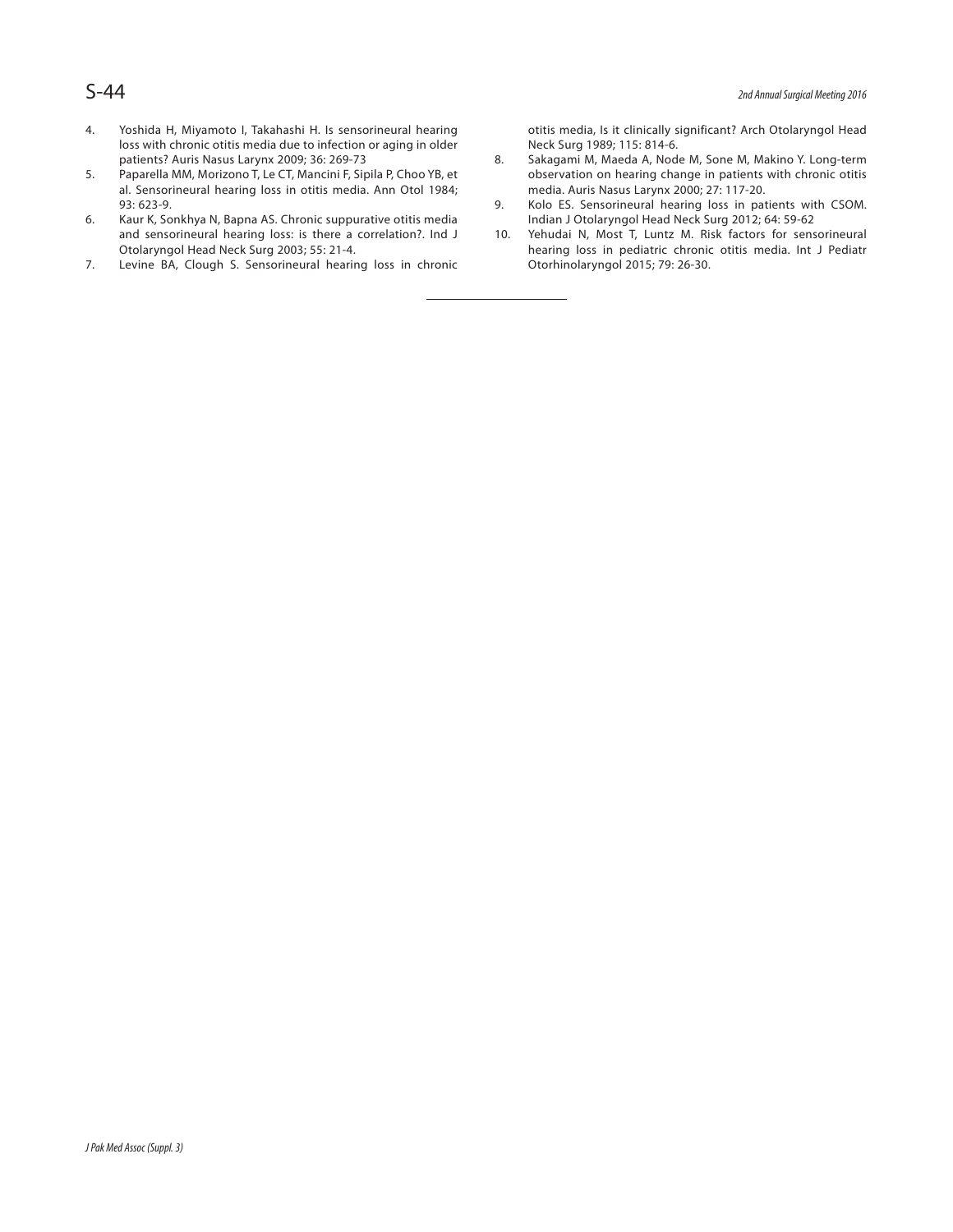4. Yoshida H, Miyamoto I, Takahashi H. Is sensorineural hearing loss with chronic otitis media due to infection or aging in older patients? Auris Nasus Larynx 2009; 36: 269-73
5. Paparella MM, Morizono T, Le CT, Mancini F, Sipila P, Choo YB, et al. Sensorineural hearing loss in otitis media. Ann Otol 1984; 93: 623-9.
6. Kaur K, Sonkhya N, Bapna AS. Chronic suppurative otitis media and sensorineural hearing loss: is there a correlation?. Ind J Otolaryngol Head Neck Surg 2003; 55: 21-4.
7. Levine BA, Clough S. Sensorineural hearing loss in chronic otitis media, Is it clinically significant? Arch Otolaryngol Head Neck Surg 1989; 115: 814-6.
8. Sakagami M, Maeda A, Node M, Sone M, Makino Y. Long-term observation on hearing change in patients with chronic otitis media. Auris Nasus Larynx 2000; 27: 117-20.
9. Kolo ES. Sensorineural hearing loss in patients with CSOM. Indian J Otolaryngol Head Neck Surg 2012; 64: 59-62
10. Yehudai N, Most T, Luntz M. Risk factors for sensorineural hearing loss in pediatric chronic otitis media. Int J Pediatr Otorhinolaryngol 2015; 79: 26-30.